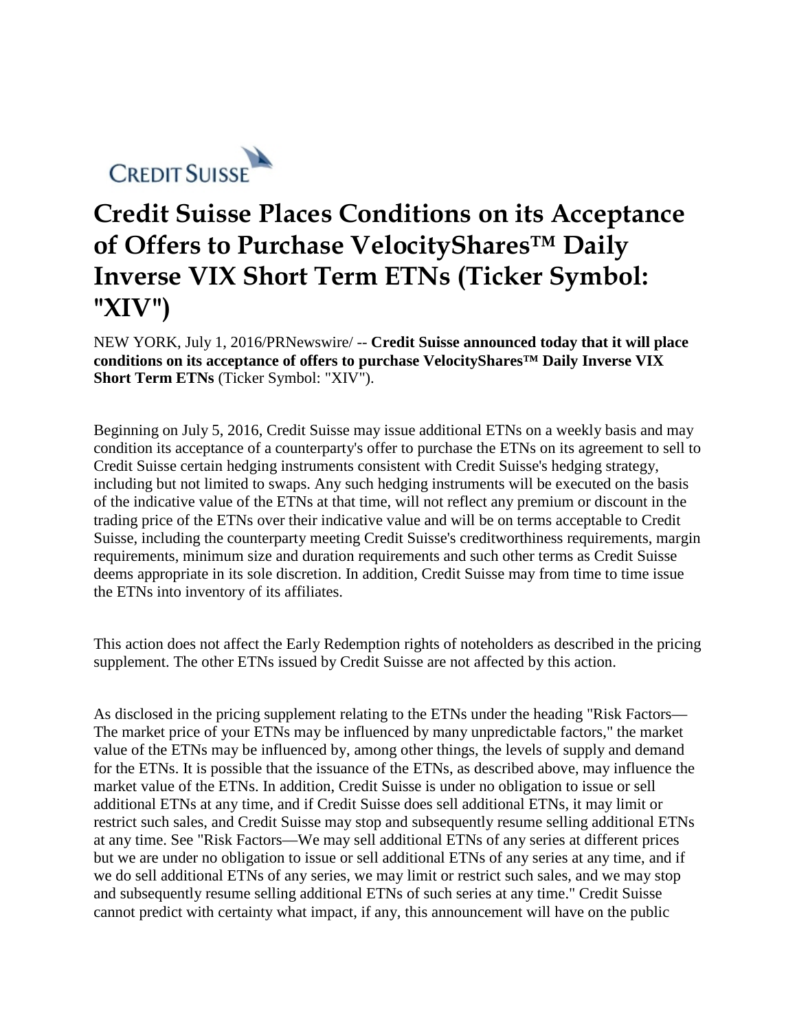CREDIT SUISSE

# Credit Suisse Places Conditions on its Acceptance of Offers to Purchase VelocityShares™ Daily Inverse VIX Short Term ETNs (Ticker Symbol: "XIV")

NEW YORK, July 1, 2016/PRNewswire/ -- **Credit Suisse announced today that it will place conditions on its acceptance of offers to purchase VelocityShares™ Daily Inverse VIX Short Term ETNs** (Ticker Symbol: "XIV").

Beginning on July 5, 2016, Credit Suisse may issue additional ETNs on a weekly basis and may condition its acceptance of a counterparty's offer to purchase the ETNs on its agreement to sell to Credit Suisse certain hedging instruments consistent with Credit Suisse's hedging strategy, including but not limited to swaps. Any such hedging instruments will be executed on the basis of the indicative value of the ETNs at that time, will not reflect any premium or discount in the trading price of the ETNs over their indicative value and will be on terms acceptable to Credit Suisse, including the counterparty meeting Credit Suisse's creditworthiness requirements, margin requirements, minimum size and duration requirements and such other terms as Credit Suisse deems appropriate in its sole discretion. In addition, Credit Suisse may from time to time issue the ETNs into inventory of its affiliates.

This action does not affect the Early Redemption rights of noteholders as described in the pricing supplement. The other ETNs issued by Credit Suisse are not affected by this action.

As disclosed in the pricing supplement relating to the ETNs under the heading "Risk Factors—The market price of your ETNs may be influenced by many unpredictable factors," the market value of the ETNs may be influenced by, among other things, the levels of supply and demand for the ETNs. It is possible that the issuance of the ETNs, as described above, may influence the market value of the ETNs. In addition, Credit Suisse is under no obligation to issue or sell additional ETNs at any time, and if Credit Suisse does sell additional ETNs, it may limit or restrict such sales, and Credit Suisse may stop and subsequently resume selling additional ETNs at any time. See "Risk Factors—We may sell additional ETNs of any series at different prices but we are under no obligation to issue or sell additional ETNs of any series at any time, and if we do sell additional ETNs of any series, we may limit or restrict such sales, and we may stop and subsequently resume selling additional ETNs of such series at any time." Credit Suisse cannot predict with certainty what impact, if any, this announcement will have on the public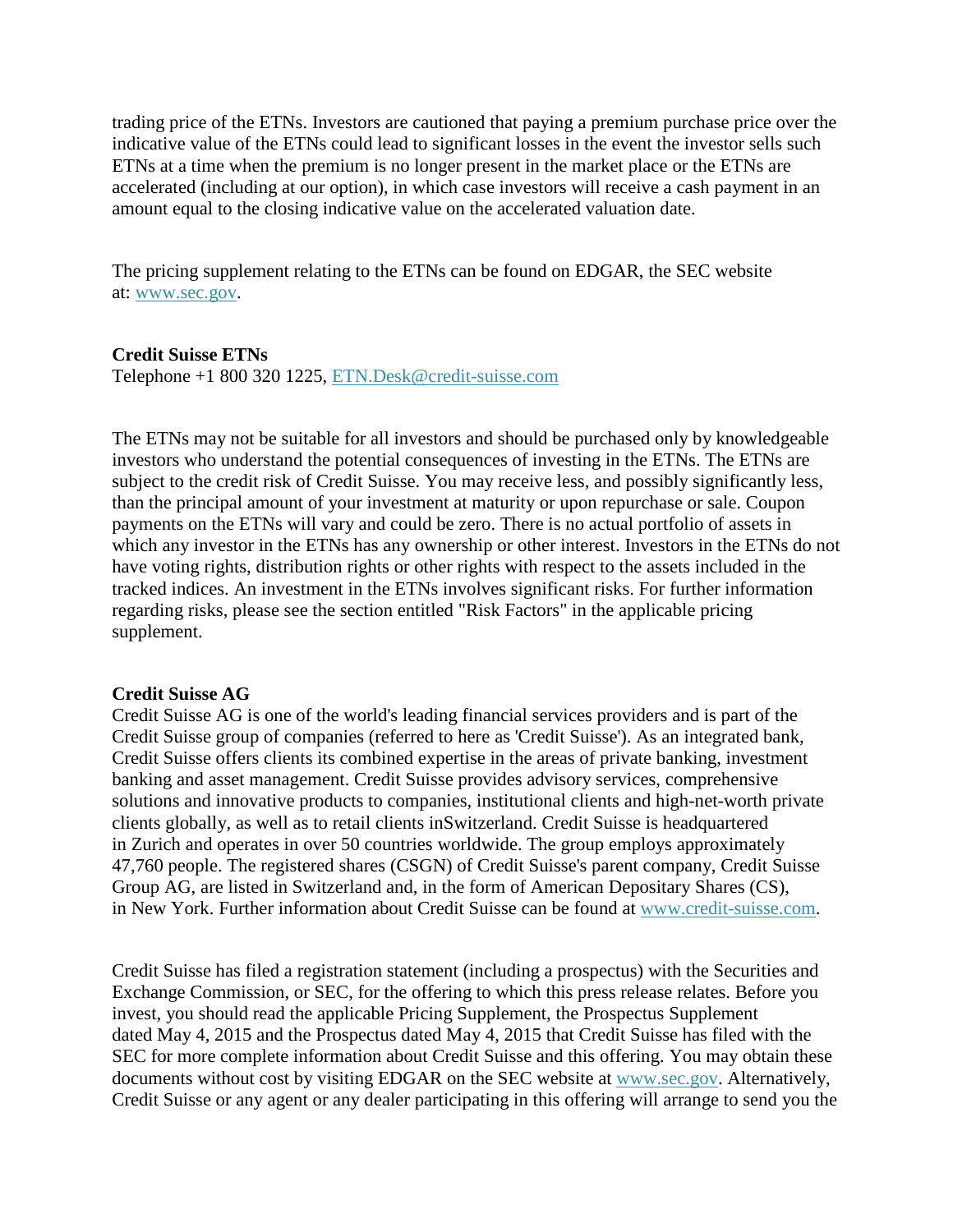trading price of the ETNs. Investors are cautioned that paying a premium purchase price over the indicative value of the ETNs could lead to significant losses in the event the investor sells such ETNs at a time when the premium is no longer present in the market place or the ETNs are accelerated (including at our option), in which case investors will receive a cash payment in an amount equal to the closing indicative value on the accelerated valuation date.

The pricing supplement relating to the ETNs can be found on EDGAR, the SEC website at: [www.sec.gov](http://www.sec.gov).

**Credit Suisse ETNs**
Telephone +1 800 320 1225, [ETN.Desk@credit-suisse.com](mailto:ETN.Desk@credit-suisse.com)

The ETNs may not be suitable for all investors and should be purchased only by knowledgeable investors who understand the potential consequences of investing in the ETNs. The ETNs are subject to the credit risk of Credit Suisse. You may receive less, and possibly significantly less, than the principal amount of your investment at maturity or upon repurchase or sale. Coupon payments on the ETNs will vary and could be zero. There is no actual portfolio of assets in which any investor in the ETNs has any ownership or other interest. Investors in the ETNs do not have voting rights, distribution rights or other rights with respect to the assets included in the tracked indices. An investment in the ETNs involves significant risks. For further information regarding risks, please see the section entitled "Risk Factors" in the applicable pricing supplement.

**Credit Suisse AG**
Credit Suisse AG is one of the world's leading financial services providers and is part of the Credit Suisse group of companies (referred to here as 'Credit Suisse'). As an integrated bank, Credit Suisse offers clients its combined expertise in the areas of private banking, investment banking and asset management. Credit Suisse provides advisory services, comprehensive solutions and innovative products to companies, institutional clients and high-net-worth private clients globally, as well as to retail clients inSwitzerland. Credit Suisse is headquartered in Zurich and operates in over 50 countries worldwide. The group employs approximately 47,760 people. The registered shares (CSGN) of Credit Suisse's parent company, Credit Suisse Group AG, are listed in Switzerland and, in the form of American Depositary Shares (CS), in New York. Further information about Credit Suisse can be found at [www.credit-suisse.com](http://www.credit-suisse.com).

Credit Suisse has filed a registration statement (including a prospectus) with the Securities and Exchange Commission, or SEC, for the offering to which this press release relates. Before you invest, you should read the applicable Pricing Supplement, the Prospectus Supplement dated May 4, 2015 and the Prospectus dated May 4, 2015 that Credit Suisse has filed with the SEC for more complete information about Credit Suisse and this offering. You may obtain these documents without cost by visiting EDGAR on the SEC website at [www.sec.gov](http://www.sec.gov). Alternatively, Credit Suisse or any agent or any dealer participating in this offering will arrange to send you the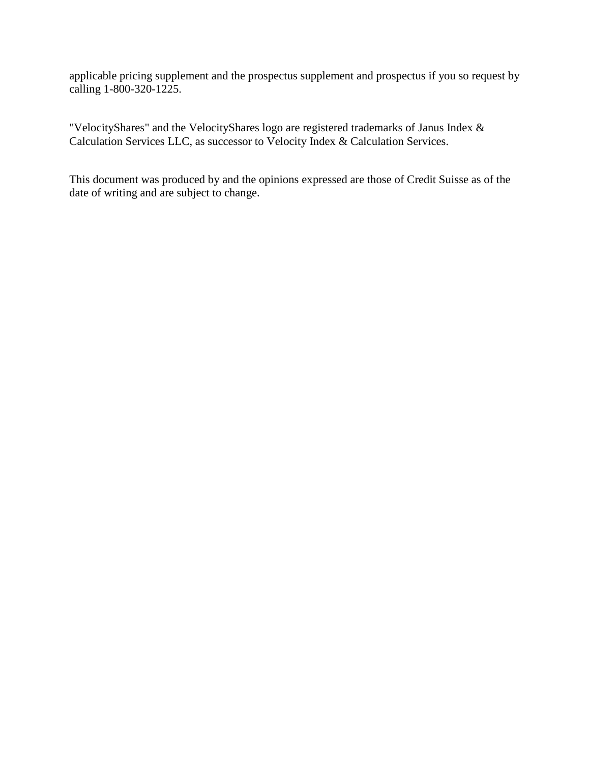applicable pricing supplement and the prospectus supplement and prospectus if you so request by calling 1-800-320-1225.

"VelocityShares" and the VelocityShares logo are registered trademarks of Janus Index & Calculation Services LLC, as successor to Velocity Index & Calculation Services.

This document was produced by and the opinions expressed are those of Credit Suisse as of the date of writing and are subject to change.